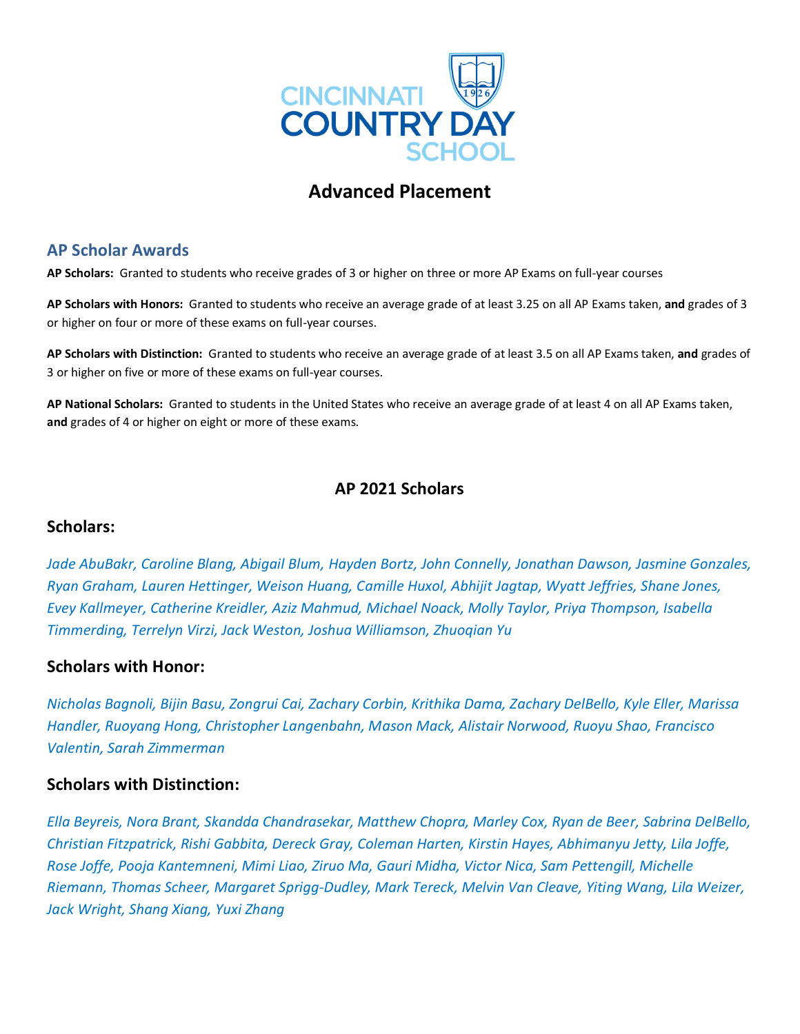CINCINNATI COUNTRY DAY SCHOOL

# Advanced Placement

## AP Scholar Awards

**AP Scholars:** Granted to students who receive grades of 3 or higher on three or more AP Exams on full-year courses

**AP Scholars with Honors:** Granted to students who receive an average grade of at least 3.25 on all AP Exams taken, **and** grades of 3 or higher on four or more of these exams on full-year courses.

**AP Scholars with Distinction:** Granted to students who receive an average grade of at least 3.5 on all AP Exams taken, **and** grades of 3 or higher on five or more of these exams on full-year courses.

**AP National Scholars:** Granted to students in the United States who receive an average grade of at least 4 on all AP Exams taken, **and** grades of 4 or higher on eight or more of these exams.

## AP 2021 Scholars

### Scholars:

*Jade AbuBakr, Caroline Blang, Abigail Blum, Hayden Bortz, John Connelly, Jonathan Dawson, Jasmine Gonzales, Ryan Graham, Lauren Hettinger, Weison Huang, Camille Huxol, Abhijit Jagtap, Wyatt Jeffries, Shane Jones, Evey Kallmeyer, Catherine Kreidler, Aziz Mahmud, Michael Noack, Molly Taylor, Priya Thompson, Isabella Timmerding, Terrelyn Virzi, Jack Weston, Joshua Williamson, Zhuoqian Yu*

### Scholars with Honor:

*Nicholas Bagnoli, Bijin Basu, Zongrui Cai, Zachary Corbin, Krithika Dama, Zachary DelBello, Kyle Eller, Marissa Handler, Ruoyang Hong, Christopher Langenbahn, Mason Mack, Alistair Norwood, Ruoyu Shao, Francisco Valentin, Sarah Zimmerman*

### Scholars with Distinction:

*Ella Beyreis, Nora Brant, Skandda Chandrasekar, Matthew Chopra, Marley Cox, Ryan de Beer, Sabrina DelBello, Christian Fitzpatrick, Rishi Gabbita, Dereck Gray, Coleman Harten, Kirstin Hayes, Abhimanyu Jetty, Lila Joffe, Rose Joffe, Pooja Kantemneni, Mimi Liao, Ziruo Ma, Gauri Midha, Victor Nica, Sam Pettengill, Michelle Riemann, Thomas Scheer, Margaret Sprigg-Dudley, Mark Tereck, Melvin Van Cleave, Yiting Wang, Lila Weizer, Jack Wright, Shang Xiang, Yuxi Zhang*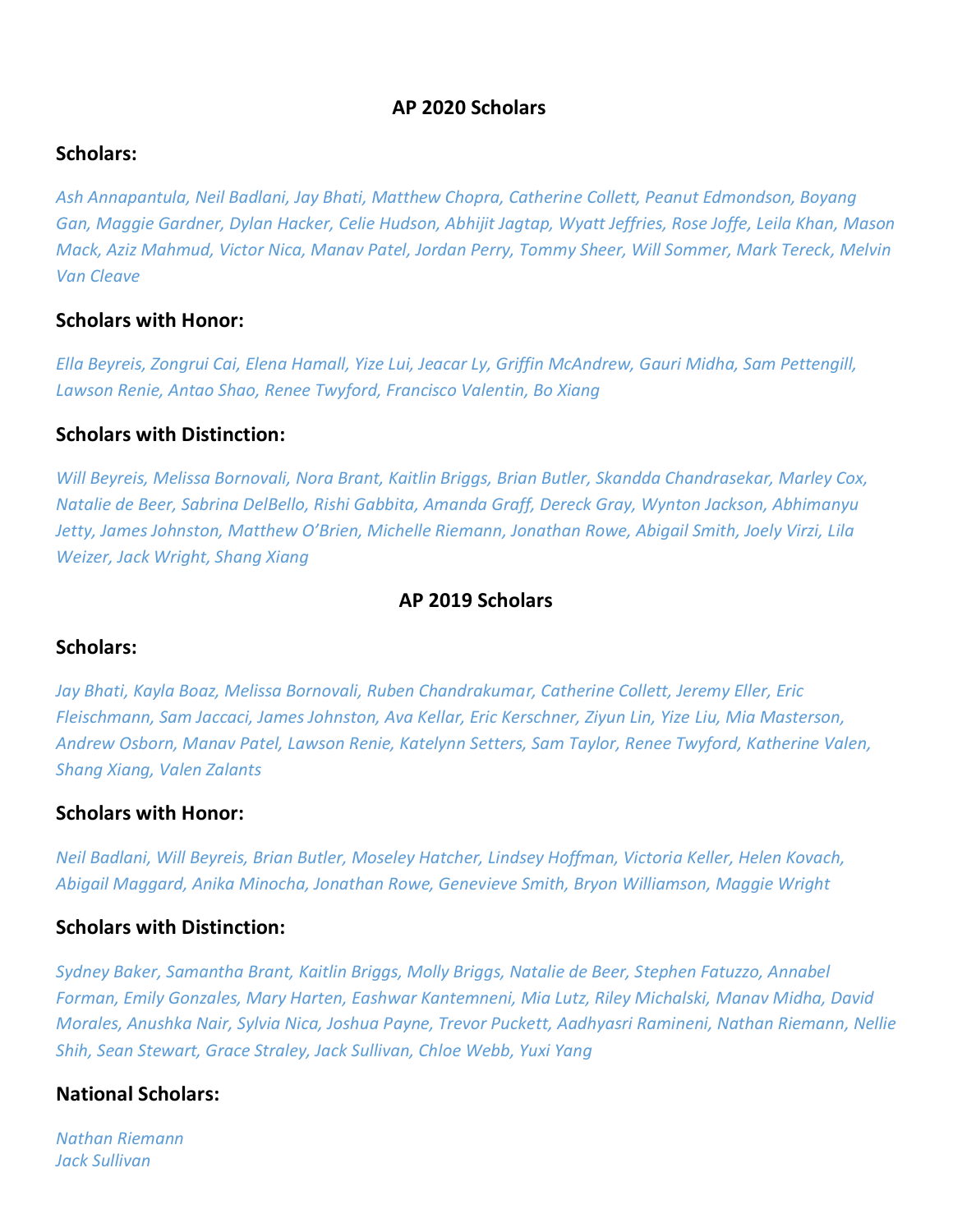## AP 2020 Scholars

### Scholars:

*Ash Annapantula, Neil Badlani, Jay Bhati, Matthew Chopra, Catherine Collett, Peanut Edmondson, Boyang Gan, Maggie Gardner, Dylan Hacker, Celie Hudson, Abhijit Jagtap, Wyatt Jeffries, Rose Joffe, Leila Khan, Mason Mack, Aziz Mahmud, Victor Nica, Manav Patel, Jordan Perry, Tommy Sheer, Will Sommer, Mark Tereck, Melvin Van Cleave*

### Scholars with Honor:

*Ella Beyreis, Zongrui Cai, Elena Hamall, Yize Lui, Jeacar Ly, Griffin McAndrew, Gauri Midha, Sam Pettengill, Lawson Renie, Antao Shao, Renee Twyford, Francisco Valentin, Bo Xiang*

### Scholars with Distinction:

*Will Beyreis, Melissa Bornovali, Nora Brant, Kaitlin Briggs, Brian Butler, Skandda Chandrasekar, Marley Cox, Natalie de Beer, Sabrina DelBello, Rishi Gabbita, Amanda Graff, Dereck Gray, Wynton Jackson, Abhimanyu Jetty, James Johnston, Matthew O'Brien, Michelle Riemann, Jonathan Rowe, Abigail Smith, Joely Virzi, Lila Weizer, Jack Wright, Shang Xiang*

## AP 2019 Scholars

### Scholars:

*Jay Bhati, Kayla Boaz, Melissa Bornovali, Ruben Chandrakumar, Catherine Collett, Jeremy Eller, Eric Fleischmann, Sam Jaccaci, James Johnston, Ava Kellar, Eric Kerschner, Ziyun Lin, Yize Liu, Mia Masterson, Andrew Osborn, Manav Patel, Lawson Renie, Katelynn Setters, Sam Taylor, Renee Twyford, Katherine Valen, Shang Xiang, Valen Zalants*

### Scholars with Honor:

*Neil Badlani, Will Beyreis, Brian Butler, Moseley Hatcher, Lindsey Hoffman, Victoria Keller, Helen Kovach, Abigail Maggard, Anika Minocha, Jonathan Rowe, Genevieve Smith, Bryon Williamson, Maggie Wright*

### Scholars with Distinction:

*Sydney Baker, Samantha Brant, Kaitlin Briggs, Molly Briggs, Natalie de Beer, Stephen Fatuzzo, Annabel Forman, Emily Gonzales, Mary Harten, Eashwar Kantemneni, Mia Lutz, Riley Michalski, Manav Midha, David Morales, Anushka Nair, Sylvia Nica, Joshua Payne, Trevor Puckett, Aadhyasri Ramineni, Nathan Riemann, Nellie Shih, Sean Stewart, Grace Straley, Jack Sullivan, Chloe Webb, Yuxi Yang*

### National Scholars:

*Nathan Riemann*  
*Jack Sullivan*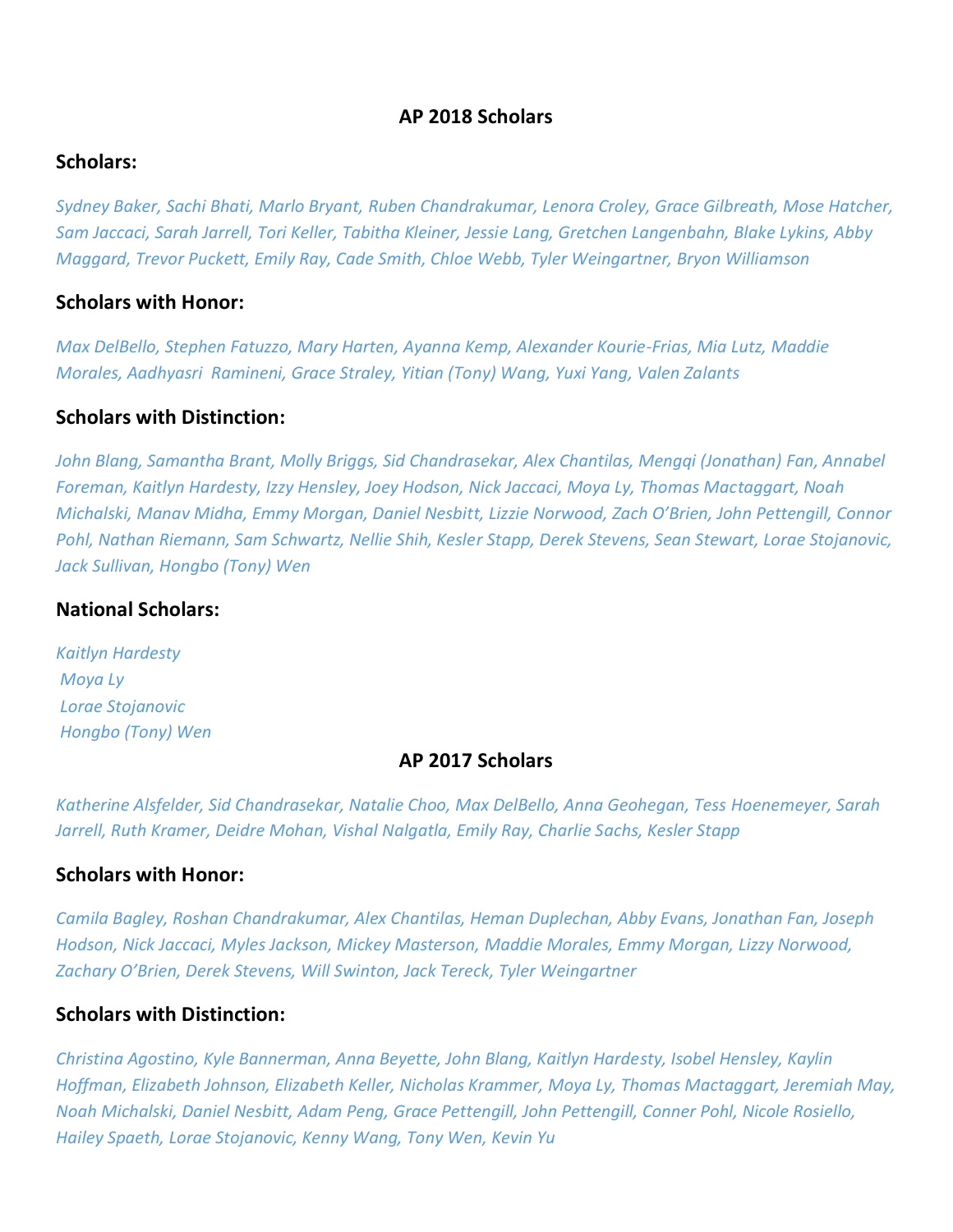## AP 2018 Scholars

### Scholars:

*Sydney Baker, Sachi Bhati, Marlo Bryant, Ruben Chandrakumar, Lenora Croley, Grace Gilbreath, Mose Hatcher, Sam Jaccaci, Sarah Jarrell, Tori Keller, Tabitha Kleiner, Jessie Lang, Gretchen Langenbahn, Blake Lykins, Abby Maggard, Trevor Puckett, Emily Ray, Cade Smith, Chloe Webb, Tyler Weingartner, Bryon Williamson*

### Scholars with Honor:

*Max DelBello, Stephen Fatuzzo, Mary Harten, Ayanna Kemp, Alexander Kourie-Frias, Mia Lutz, Maddie Morales, Aadhyasri Ramineni, Grace Straley, Yitian (Tony) Wang, Yuxi Yang, Valen Zalants*

### Scholars with Distinction:

*John Blang, Samantha Brant, Molly Briggs, Sid Chandrasekar, Alex Chantilas, Mengqi (Jonathan) Fan, Annabel Foreman, Kaitlyn Hardesty, Izzy Hensley, Joey Hodson, Nick Jaccaci, Moya Ly, Thomas Mactaggart, Noah Michalski, Manav Midha, Emmy Morgan, Daniel Nesbitt, Lizzie Norwood, Zach O'Brien, John Pettengill, Connor Pohl, Nathan Riemann, Sam Schwartz, Nellie Shih, Kesler Stapp, Derek Stevens, Sean Stewart, Lorae Stojanovic, Jack Sullivan, Hongbo (Tony) Wen*

### National Scholars:

*Kaitlyn Hardesty*
*Moya Ly*
*Lorae Stojanovic*
*Hongbo (Tony) Wen*

## AP 2017 Scholars

*Katherine Alsfelder, Sid Chandrasekar, Natalie Choo, Max DelBello, Anna Geohegan, Tess Hoenemeyer, Sarah Jarrell, Ruth Kramer, Deidre Mohan, Vishal Nalgatla, Emily Ray, Charlie Sachs, Kesler Stapp*

### Scholars with Honor:

*Camila Bagley, Roshan Chandrakumar, Alex Chantilas, Heman Duplechan, Abby Evans, Jonathan Fan, Joseph Hodson, Nick Jaccaci, Myles Jackson, Mickey Masterson, Maddie Morales, Emmy Morgan, Lizzy Norwood, Zachary O'Brien, Derek Stevens, Will Swinton, Jack Tereck, Tyler Weingartner*

### Scholars with Distinction:

*Christina Agostino, Kyle Bannerman, Anna Beyette, John Blang, Kaitlyn Hardesty, Isobel Hensley, Kaylin Hoffman, Elizabeth Johnson, Elizabeth Keller, Nicholas Krammer, Moya Ly, Thomas Mactaggart, Jeremiah May, Noah Michalski, Daniel Nesbitt, Adam Peng, Grace Pettengill, John Pettengill, Conner Pohl, Nicole Rosiello, Hailey Spaeth, Lorae Stojanovic, Kenny Wang, Tony Wen, Kevin Yu*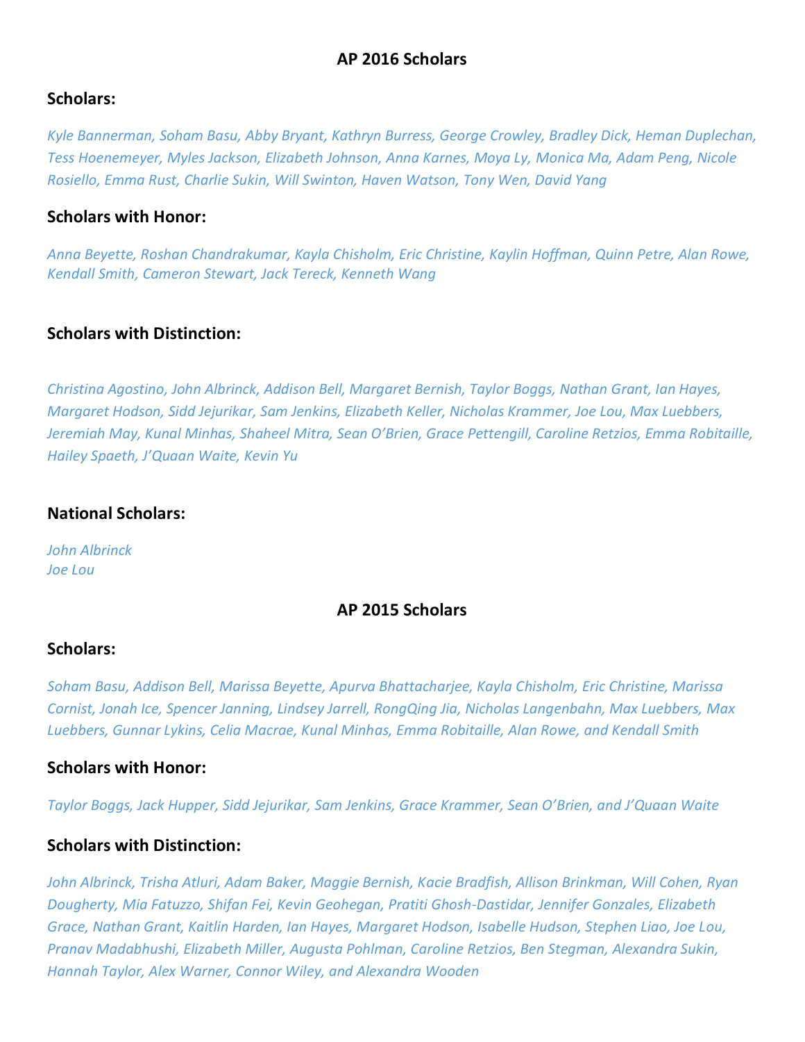## AP 2016 Scholars

### Scholars:

*Kyle Bannerman, Soham Basu, Abby Bryant, Kathryn Burress, George Crowley, Bradley Dick, Heman Duplechan, Tess Hoenemeyer, Myles Jackson, Elizabeth Johnson, Anna Karnes, Moya Ly, Monica Ma, Adam Peng, Nicole Rosiello, Emma Rust, Charlie Sukin, Will Swinton, Haven Watson, Tony Wen, David Yang*

### Scholars with Honor:

*Anna Beyette, Roshan Chandrakumar, Kayla Chisholm, Eric Christine, Kaylin Hoffman, Quinn Petre, Alan Rowe, Kendall Smith, Cameron Stewart, Jack Tereck, Kenneth Wang*

### Scholars with Distinction:

*Christina Agostino, John Albrinck, Addison Bell, Margaret Bernish, Taylor Boggs, Nathan Grant, Ian Hayes, Margaret Hodson, Sidd Jejurikar, Sam Jenkins, Elizabeth Keller, Nicholas Krammer, Joe Lou, Max Luebbers, Jeremiah May, Kunal Minhas, Shaheel Mitra, Sean O'Brien, Grace Pettengill, Caroline Retzios, Emma Robitaille, Hailey Spaeth, J'Quaan Waite, Kevin Yu*

### National Scholars:

*John Albrinck*
*Joe Lou*

## AP 2015 Scholars

### Scholars:

*Soham Basu, Addison Bell, Marissa Beyette, Apurva Bhattacharjee, Kayla Chisholm, Eric Christine, Marissa Cornist, Jonah Ice, Spencer Janning, Lindsey Jarrell, RongQing Jia, Nicholas Langenbahn, Max Luebbers, Max Luebbers, Gunnar Lykins, Celia Macrae, Kunal Minhas, Emma Robitaille, Alan Rowe, and Kendall Smith*

### Scholars with Honor:

*Taylor Boggs, Jack Hupper, Sidd Jejurikar, Sam Jenkins, Grace Krammer, Sean O'Brien, and J'Quaan Waite*

### Scholars with Distinction:

*John Albrinck, Trisha Atluri, Adam Baker, Maggie Bernish, Kacie Bradfish, Allison Brinkman, Will Cohen, Ryan Dougherty, Mia Fatuzzo, Shifan Fei, Kevin Geohegan, Pratiti Ghosh-Dastidar, Jennifer Gonzales, Elizabeth Grace, Nathan Grant, Kaitlin Harden, Ian Hayes, Margaret Hodson, Isabelle Hudson, Stephen Liao, Joe Lou, Pranav Madabhushi, Elizabeth Miller, Augusta Pohlman, Caroline Retzios, Ben Stegman, Alexandra Sukin, Hannah Taylor, Alex Warner, Connor Wiley, and Alexandra Wooden*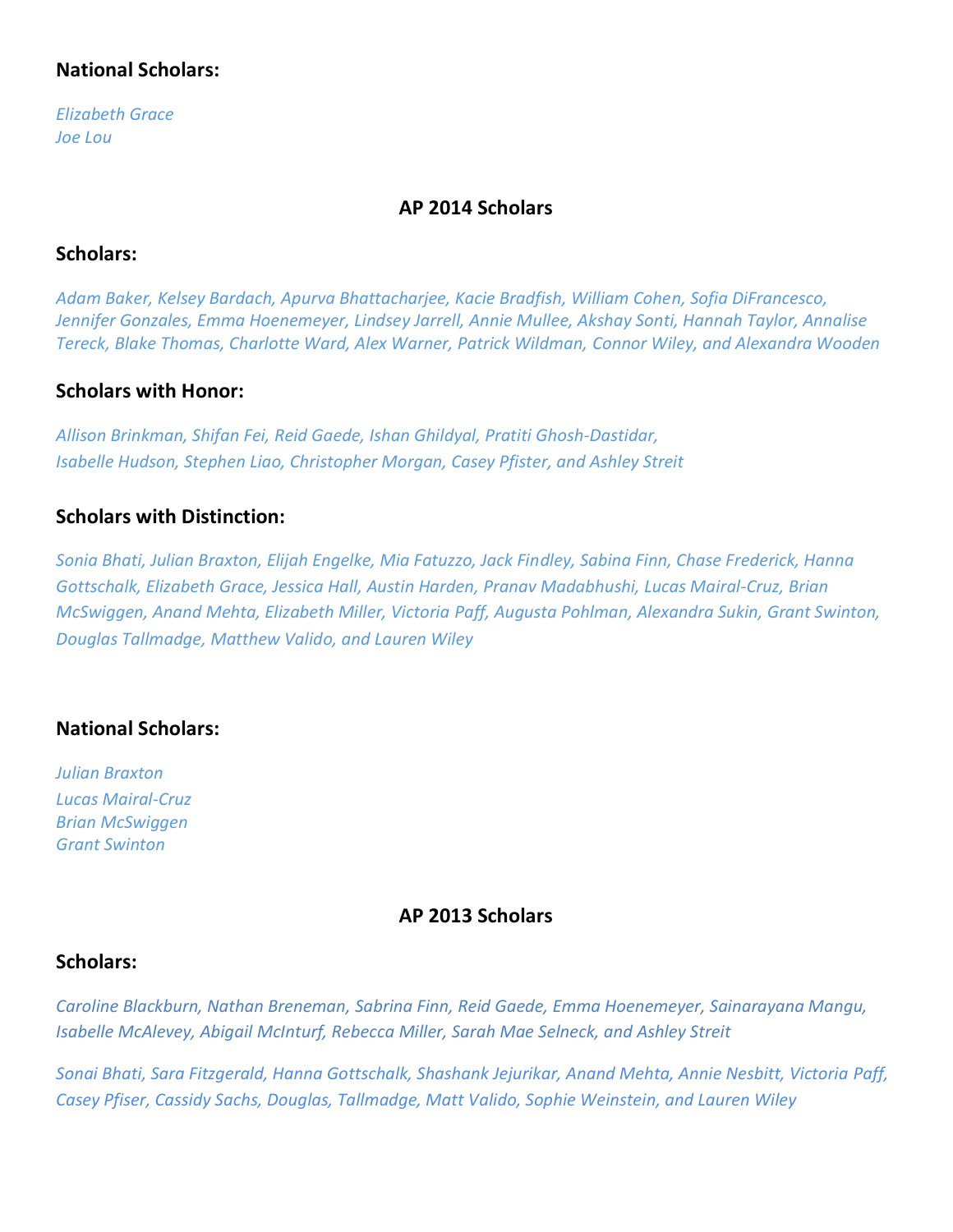## National Scholars:

*Elizabeth Grace*
*Joe Lou*

## AP 2014 Scholars

## Scholars:

*Adam Baker, Kelsey Bardach, Apurva Bhattacharjee, Kacie Bradfish, William Cohen, Sofia DiFrancesco, Jennifer Gonzales, Emma Hoenemeyer, Lindsey Jarrell, Annie Mullee, Akshay Sonti, Hannah Taylor, Annalise Tereck, Blake Thomas, Charlotte Ward, Alex Warner, Patrick Wildman, Connor Wiley, and Alexandra Wooden*

## Scholars with Honor:

*Allison Brinkman, Shifan Fei, Reid Gaede, Ishan Ghildyal, Pratiti Ghosh-Dastidar, Isabelle Hudson, Stephen Liao, Christopher Morgan, Casey Pfister, and Ashley Streit*

## Scholars with Distinction:

*Sonia Bhati, Julian Braxton, Elijah Engelke, Mia Fatuzzo, Jack Findley, Sabina Finn, Chase Frederick, Hanna Gottschalk, Elizabeth Grace, Jessica Hall, Austin Harden, Pranav Madabhushi, Lucas Mairal-Cruz, Brian McSwiggen, Anand Mehta, Elizabeth Miller, Victoria Paff, Augusta Pohlman, Alexandra Sukin, Grant Swinton, Douglas Tallmadge, Matthew Valido, and Lauren Wiley*

## National Scholars:

*Julian Braxton*
*Lucas Mairal-Cruz*
*Brian McSwiggen*
*Grant Swinton*

## AP 2013 Scholars

## Scholars:

*Caroline Blackburn, Nathan Breneman, Sabrina Finn, Reid Gaede, Emma Hoenemeyer, Sainarayana Mangu, Isabelle McAlevey, Abigail McInturf, Rebecca Miller, Sarah Mae Selneck, and Ashley Streit*

*Sonai Bhati, Sara Fitzgerald, Hanna Gottschalk, Shashank Jejurikar, Anand Mehta, Annie Nesbitt, Victoria Paff, Casey Pfiser, Cassidy Sachs, Douglas, Tallmadge, Matt Valido, Sophie Weinstein, and Lauren Wiley*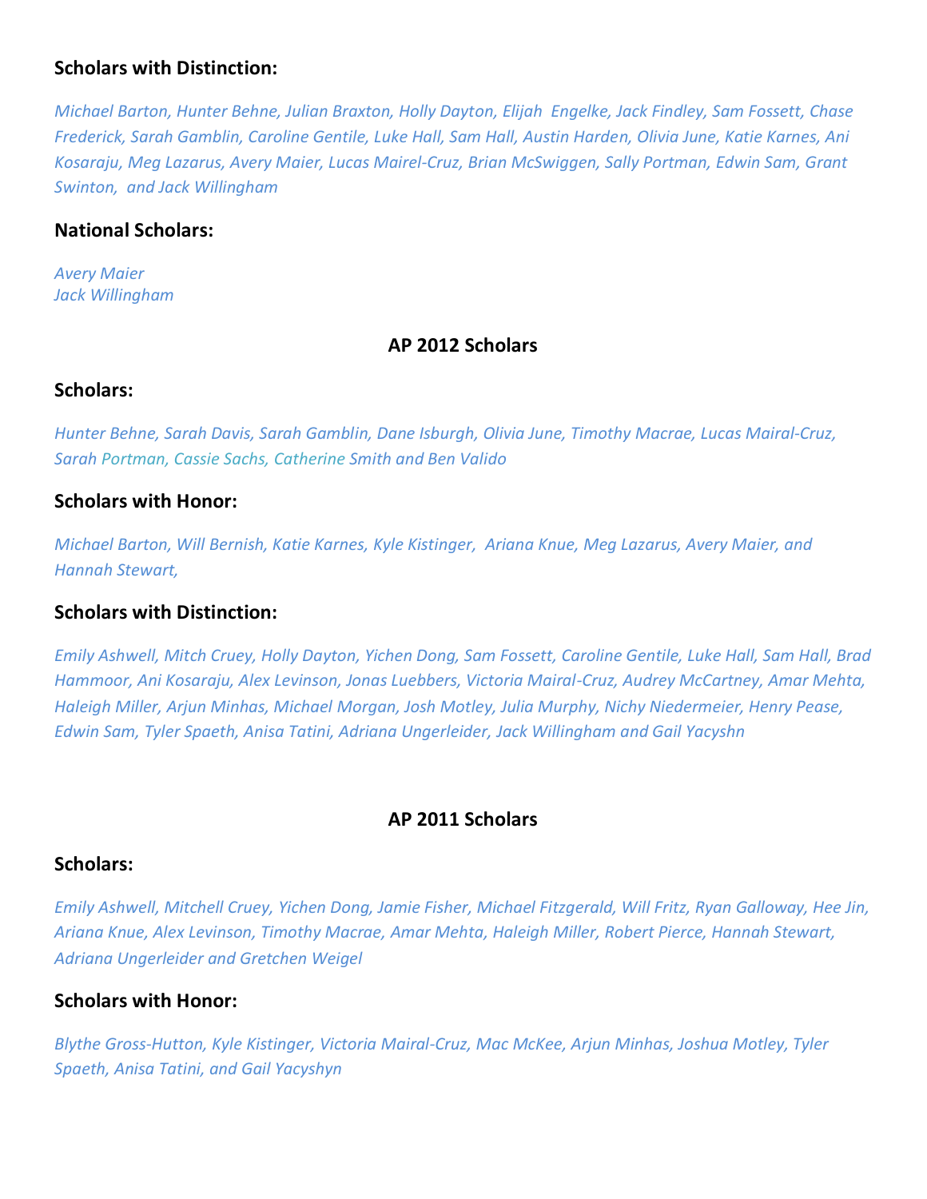### Scholars with Distinction:

*Michael Barton, Hunter Behne, Julian Braxton, Holly Dayton, Elijah  Engelke, Jack Findley, Sam Fossett, Chase Frederick, Sarah Gamblin, Caroline Gentile, Luke Hall, Sam Hall, Austin Harden, Olivia June, Katie Karnes, Ani Kosaraju, Meg Lazarus, Avery Maier, Lucas Mairel-Cruz, Brian McSwiggen, Sally Portman, Edwin Sam, Grant Swinton,  and Jack Willingham*

### National Scholars:

*Avery Maier*
*Jack Willingham*

## AP 2012 Scholars

### Scholars:

*Hunter Behne, Sarah Davis, Sarah Gamblin, Dane Isburgh, Olivia June, Timothy Macrae, Lucas Mairal-Cruz, Sarah Portman, Cassie Sachs, Catherine Smith and Ben Valido*

### Scholars with Honor:

*Michael Barton, Will Bernish, Katie Karnes, Kyle Kistinger,  Ariana Knue, Meg Lazarus, Avery Maier, and Hannah Stewart,*

### Scholars with Distinction:

*Emily Ashwell, Mitch Cruey, Holly Dayton, Yichen Dong, Sam Fossett, Caroline Gentile, Luke Hall, Sam Hall, Brad Hammoor, Ani Kosaraju, Alex Levinson, Jonas Luebbers, Victoria Mairal-Cruz, Audrey McCartney, Amar Mehta, Haleigh Miller, Arjun Minhas, Michael Morgan, Josh Motley, Julia Murphy, Nichy Niedermeier, Henry Pease, Edwin Sam, Tyler Spaeth, Anisa Tatini, Adriana Ungerleider, Jack Willingham and Gail Yacyshn*

## AP 2011 Scholars

### Scholars:

*Emily Ashwell, Mitchell Cruey, Yichen Dong, Jamie Fisher, Michael Fitzgerald, Will Fritz, Ryan Galloway, Hee Jin, Ariana Knue, Alex Levinson, Timothy Macrae, Amar Mehta, Haleigh Miller, Robert Pierce, Hannah Stewart, Adriana Ungerleider and Gretchen Weigel*

### Scholars with Honor:

*Blythe Gross-Hutton, Kyle Kistinger, Victoria Mairal-Cruz, Mac McKee, Arjun Minhas, Joshua Motley, Tyler Spaeth, Anisa Tatini, and Gail Yacyshyn*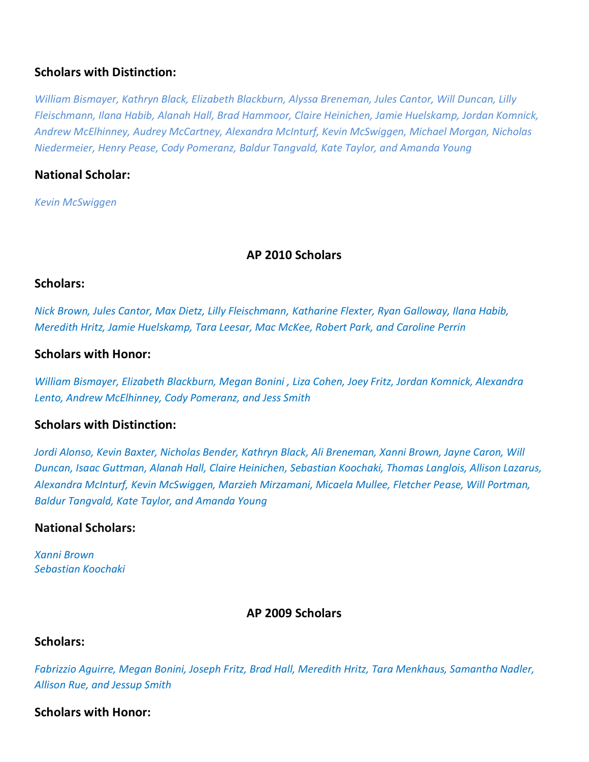### Scholars with Distinction:

*William Bismayer, Kathryn Black, Elizabeth Blackburn, Alyssa Breneman, Jules Cantor, Will Duncan, Lilly Fleischmann, Ilana Habib, Alanah Hall, Brad Hammoor, Claire Heinichen, Jamie Huelskamp, Jordan Komnick, Andrew McElhinney, Audrey McCartney, Alexandra McInturf, Kevin McSwiggen, Michael Morgan, Nicholas Niedermeier, Henry Pease, Cody Pomeranz, Baldur Tangvald, Kate Taylor, and Amanda Young*

### National Scholar:

*Kevin McSwiggen*

## AP 2010 Scholars

### Scholars:

*Nick Brown, Jules Cantor, Max Dietz, Lilly Fleischmann, Katharine Flexter, Ryan Galloway, Ilana Habib, Meredith Hritz, Jamie Huelskamp, Tara Leesar, Mac McKee, Robert Park, and Caroline Perrin*

### Scholars with Honor:

*William Bismayer, Elizabeth Blackburn, Megan Bonini , Liza Cohen, Joey Fritz, Jordan Komnick, Alexandra Lento, Andrew McElhinney, Cody Pomeranz, and Jess Smith*

### Scholars with Distinction:

*Jordi Alonso, Kevin Baxter, Nicholas Bender, Kathryn Black, Ali Breneman, Xanni Brown, Jayne Caron, Will Duncan, Isaac Guttman, Alanah Hall, Claire Heinichen, Sebastian Koochaki, Thomas Langlois, Allison Lazarus, Alexandra McInturf, Kevin McSwiggen, Marzieh Mirzamani, Micaela Mullee, Fletcher Pease, Will Portman, Baldur Tangvald, Kate Taylor, and Amanda Young*

### National Scholars:

*Xanni Brown*
*Sebastian Koochaki*

## AP 2009 Scholars

### Scholars:

*Fabrizzio Aguirre, Megan Bonini, Joseph Fritz, Brad Hall, Meredith Hritz, Tara Menkhaus, Samantha Nadler, Allison Rue, and Jessup Smith*

### Scholars with Honor: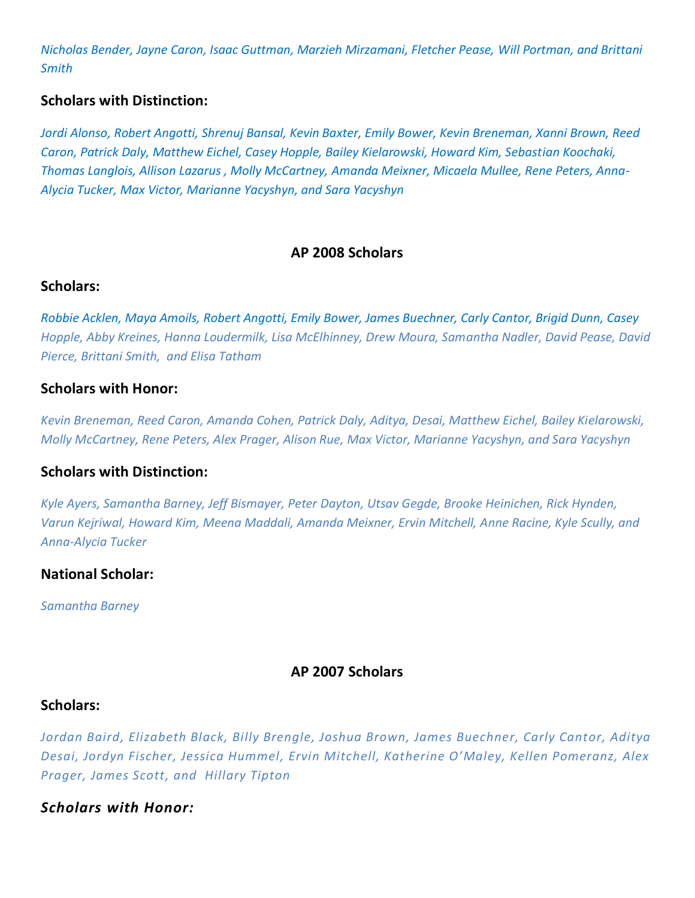*Nicholas Bender, Jayne Caron, Isaac Guttman, Marzieh Mirzamani, Fletcher Pease, Will Portman, and Brittani Smith*

### Scholars with Distinction:

*Jordi Alonso, Robert Angotti, Shrenuj Bansal, Kevin Baxter, Emily Bower, Kevin Breneman, Xanni Brown, Reed Caron, Patrick Daly, Matthew Eichel, Casey Hopple, Bailey Kielarowski, Howard Kim, Sebastian Koochaki, Thomas Langlois, Allison Lazarus , Molly McCartney, Amanda Meixner, Micaela Mullee, Rene Peters, Anna-Alycia Tucker, Max Victor, Marianne Yacyshyn, and Sara Yacyshyn*

## AP 2008 Scholars

### Scholars:

*Robbie Acklen, Maya Amoils, Robert Angotti, Emily Bower, James Buechner, Carly Cantor, Brigid Dunn, Casey Hopple, Abby Kreines, Hanna Loudermilk, Lisa McElhinney, Drew Moura, Samantha Nadler, David Pease, David Pierce, Brittani Smith, and Elisa Tatham*

### Scholars with Honor:

*Kevin Breneman, Reed Caron, Amanda Cohen, Patrick Daly, Aditya, Desai, Matthew Eichel, Bailey Kielarowski, Molly McCartney, Rene Peters, Alex Prager, Alison Rue, Max Victor, Marianne Yacyshyn, and Sara Yacyshyn*

### Scholars with Distinction:

*Kyle Ayers, Samantha Barney, Jeff Bismayer, Peter Dayton, Utsav Gegde, Brooke Heinichen, Rick Hynden, Varun Kejriwal, Howard Kim, Meena Maddali, Amanda Meixner, Ervin Mitchell, Anne Racine, Kyle Scully, and Anna-Alycia Tucker*

### National Scholar:

*Samantha Barney*

## AP 2007 Scholars

### Scholars:

*Jordan Baird, Elizabeth Black, Billy Brengle, Joshua Brown, James Buechner, Carly Cantor, Aditya Desai, Jordyn Fischer, Jessica Hummel, Ervin Mitchell, Katherine O'Maley, Kellen Pomeranz, Alex Prager, James Scott, and Hillary Tipton*

### *Scholars with Honor:*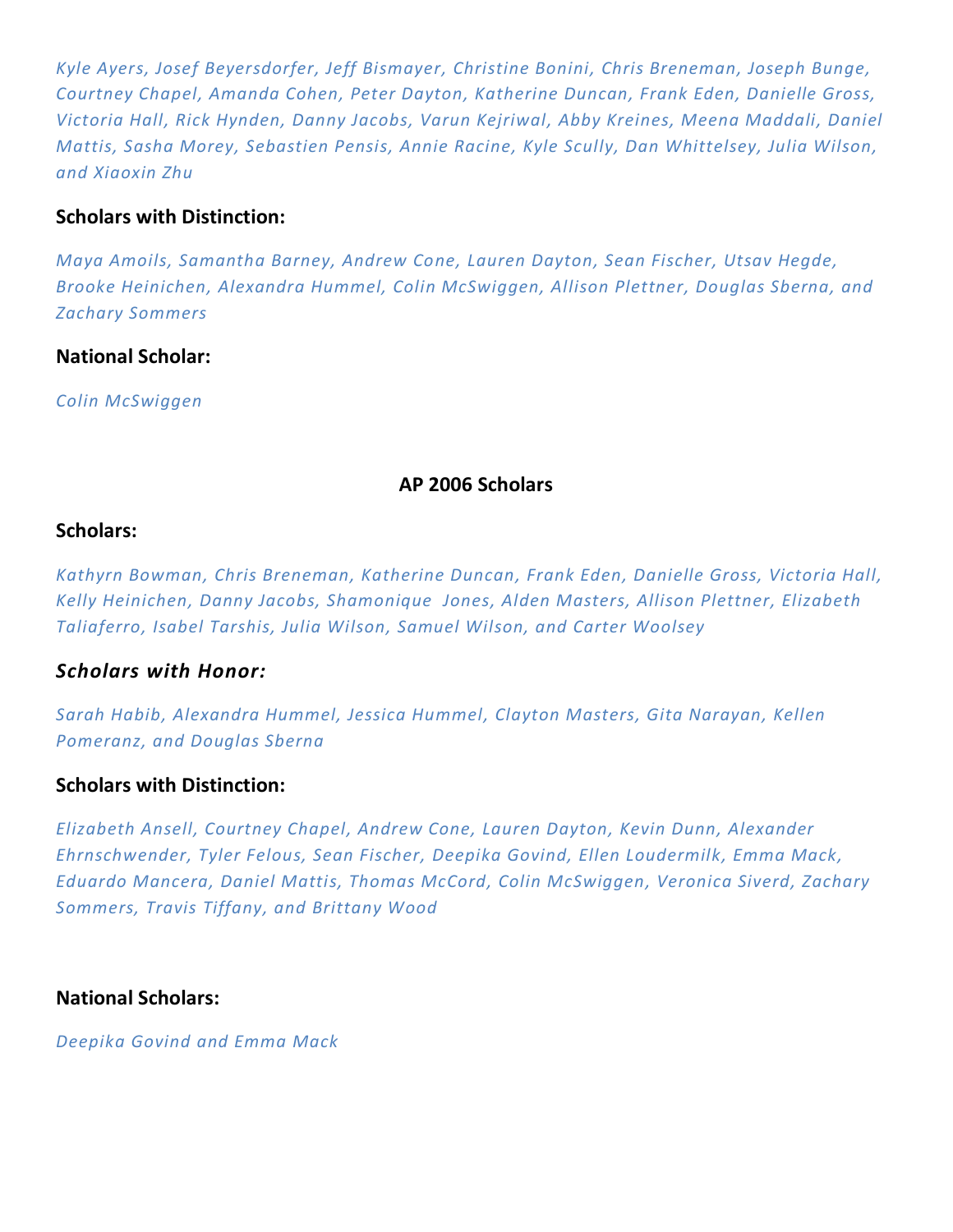*Kyle Ayers, Josef Beyersdorfer, Jeff Bismayer, Christine Bonini, Chris Breneman, Joseph Bunge, Courtney Chapel, Amanda Cohen, Peter Dayton, Katherine Duncan, Frank Eden, Danielle Gross, Victoria Hall, Rick Hynden, Danny Jacobs, Varun Kejriwal, Abby Kreines, Meena Maddali, Daniel Mattis, Sasha Morey, Sebastien Pensis, Annie Racine, Kyle Scully, Dan Whittelsey, Julia Wilson, and Xiaoxin Zhu*

**Scholars with Distinction:**

*Maya Amoils, Samantha Barney, Andrew Cone, Lauren Dayton, Sean Fischer, Utsav Hegde, Brooke Heinichen, Alexandra Hummel, Colin McSwiggen, Allison Plettner, Douglas Sberna, and Zachary Sommers*

**National Scholar:**

*Colin McSwiggen*

## AP 2006 Scholars

**Scholars:**

*Kathyrn Bowman, Chris Breneman, Katherine Duncan, Frank Eden, Danielle Gross, Victoria Hall, Kelly Heinichen, Danny Jacobs, Shamonique Jones, Alden Masters, Allison Plettner, Elizabeth Taliaferro, Isabel Tarshis, Julia Wilson, Samuel Wilson, and Carter Woolsey*

***Scholars with Honor:***

*Sarah Habib, Alexandra Hummel, Jessica Hummel, Clayton Masters, Gita Narayan, Kellen Pomeranz, and Douglas Sberna*

**Scholars with Distinction:**

*Elizabeth Ansell, Courtney Chapel, Andrew Cone, Lauren Dayton, Kevin Dunn, Alexander Ehrnschwender, Tyler Felous, Sean Fischer, Deepika Govind, Ellen Loudermilk, Emma Mack, Eduardo Mancera, Daniel Mattis, Thomas McCord, Colin McSwiggen, Veronica Siverd, Zachary Sommers, Travis Tiffany, and Brittany Wood*

**National Scholars:**

*Deepika Govind and Emma Mack*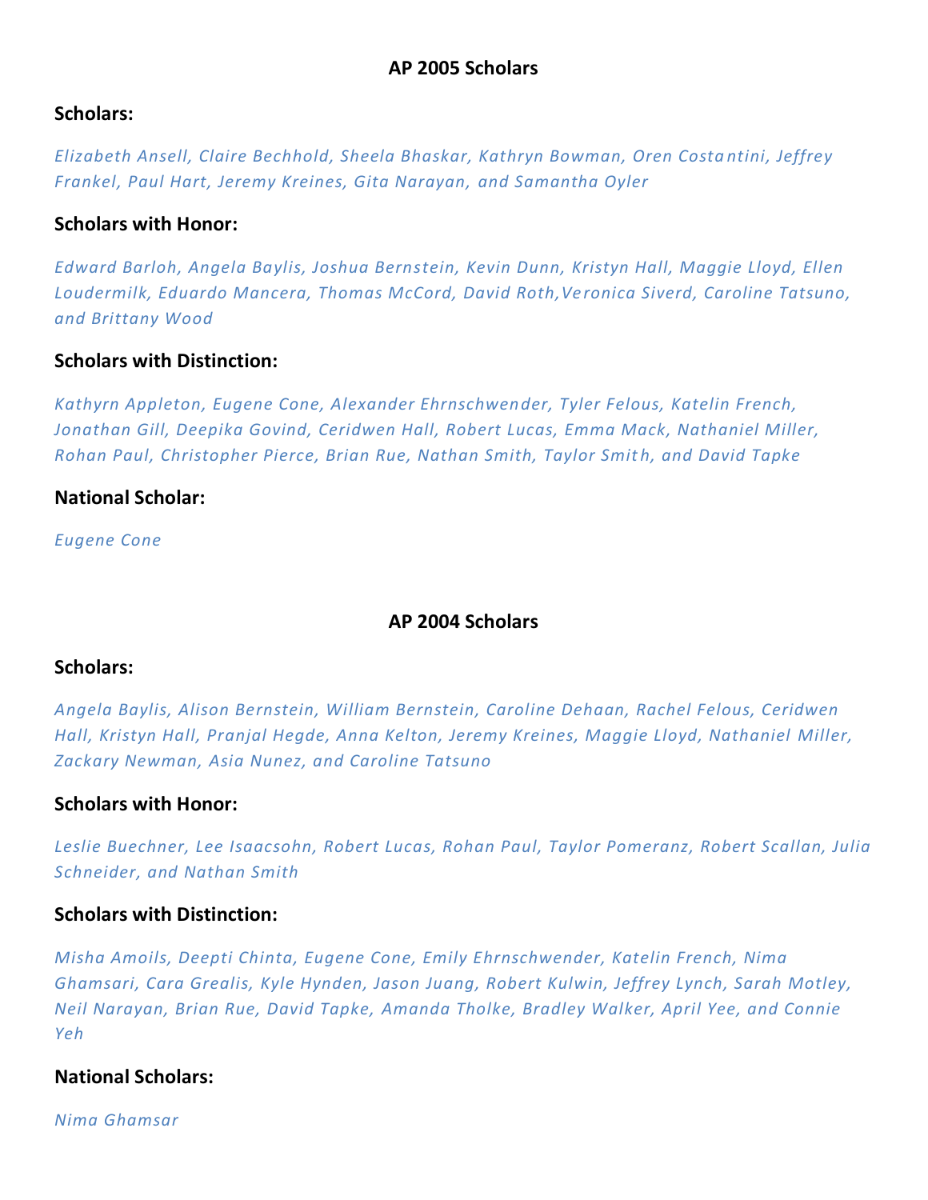## AP 2005 Scholars

### Scholars:

*Elizabeth Ansell, Claire Bechhold, Sheela Bhaskar, Kathryn Bowman, Oren Costantini, Jeffrey Frankel, Paul Hart, Jeremy Kreines, Gita Narayan, and Samantha Oyler*

### Scholars with Honor:

*Edward Barloh, Angela Baylis, Joshua Bernstein, Kevin Dunn, Kristyn Hall, Maggie Lloyd, Ellen Loudermilk, Eduardo Mancera, Thomas McCord, David Roth,Veronica Siverd, Caroline Tatsuno, and Brittany Wood*

### Scholars with Distinction:

*Kathyrn Appleton, Eugene Cone, Alexander Ehrnschwender, Tyler Felous, Katelin French, Jonathan Gill, Deepika Govind, Ceridwen Hall, Robert Lucas, Emma Mack, Nathaniel Miller, Rohan Paul, Christopher Pierce, Brian Rue, Nathan Smith, Taylor Smith, and David Tapke*

### National Scholar:

*Eugene Cone*

## AP 2004 Scholars

### Scholars:

*Angela Baylis, Alison Bernstein, William Bernstein, Caroline Dehaan, Rachel Felous, Ceridwen Hall, Kristyn Hall, Pranjal Hegde, Anna Kelton, Jeremy Kreines, Maggie Lloyd, Nathaniel Miller, Zackary Newman, Asia Nunez, and Caroline Tatsuno*

### Scholars with Honor:

*Leslie Buechner, Lee Isaacsohn, Robert Lucas, Rohan Paul, Taylor Pomeranz, Robert Scallan, Julia Schneider, and Nathan Smith*

### Scholars with Distinction:

*Misha Amoils, Deepti Chinta, Eugene Cone, Emily Ehrnschwender, Katelin French, Nima Ghamsari, Cara Grealis, Kyle Hynden, Jason Juang, Robert Kulwin, Jeffrey Lynch, Sarah Motley, Neil Narayan, Brian Rue, David Tapke, Amanda Tholke, Bradley Walker, April Yee, and Connie Yeh*

### National Scholars:

*Nima Ghamsar*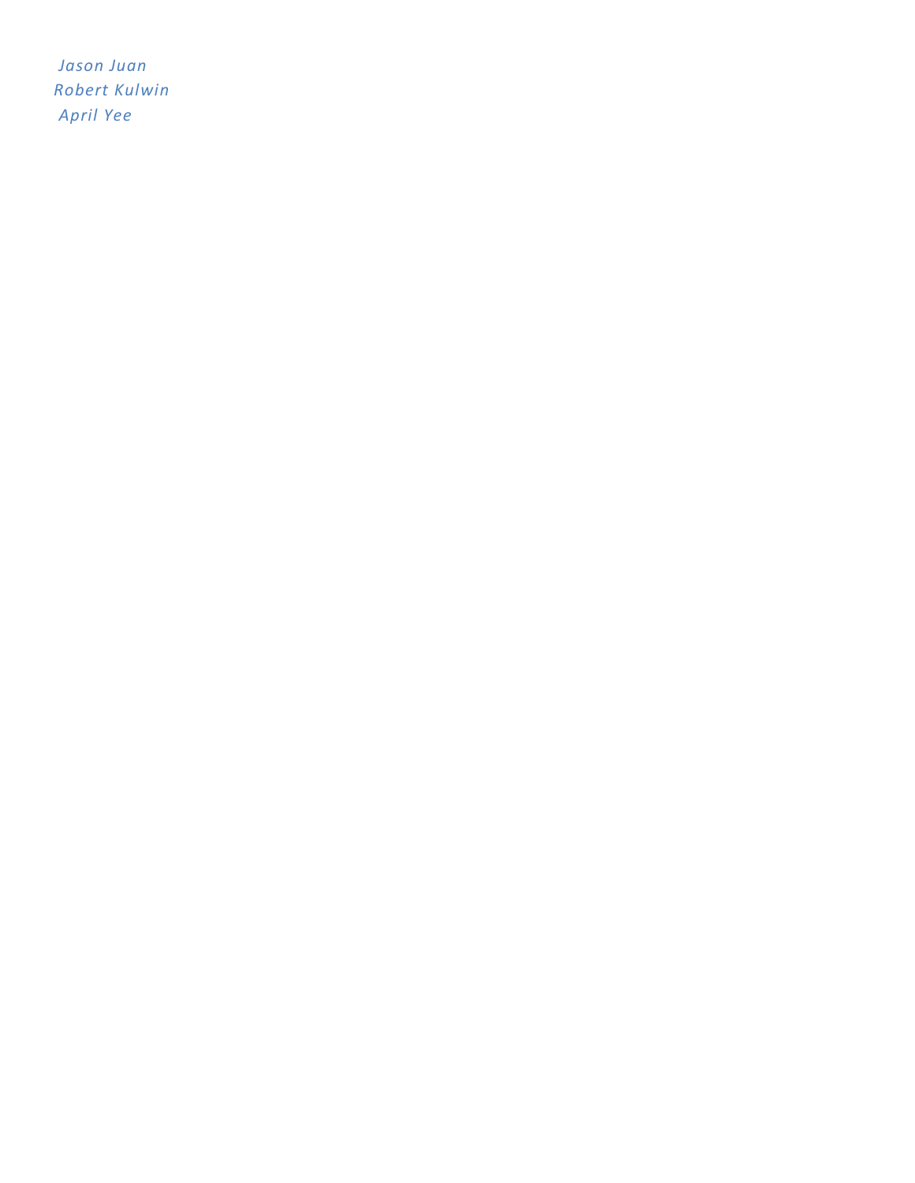*Jason Juan*
*Robert Kulwin*
*April Yee*